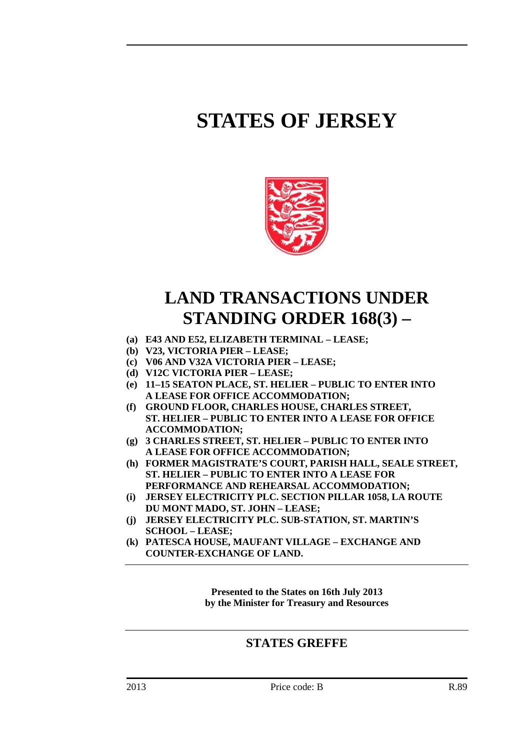# STATES OF JERSEY

## LAND TRANSACTIONS UNDER STANDING ORDER 168(3) –

**(a) E43 AND E52, ELIZABETH TERMINAL – LEASE;**
**(b) V23, VICTORIA PIER – LEASE;**
**(c) V06 AND V32A VICTORIA PIER – LEASE;**
**(d) V12C VICTORIA PIER – LEASE;**
**(e) 11–15 SEATON PLACE, ST. HELIER – PUBLIC TO ENTER INTO A LEASE FOR OFFICE ACCOMMODATION;**
**(f) GROUND FLOOR, CHARLES HOUSE, CHARLES STREET, ST. HELIER – PUBLIC TO ENTER INTO A LEASE FOR OFFICE ACCOMMODATION;**
**(g) 3 CHARLES STREET, ST. HELIER – PUBLIC TO ENTER INTO A LEASE FOR OFFICE ACCOMMODATION;**
**(h) FORMER MAGISTRATE'S COURT, PARISH HALL, SEALE STREET, ST. HELIER – PUBLIC TO ENTER INTO A LEASE FOR PERFORMANCE AND REHEARSAL ACCOMMODATION;**
**(i) JERSEY ELECTRICITY PLC. SECTION PILLAR 1058, LA ROUTE DU MONT MADO, ST. JOHN – LEASE;**
**(j) JERSEY ELECTRICITY PLC. SUB-STATION, ST. MARTIN'S SCHOOL – LEASE;**
**(k) PATESCA HOUSE, MAUFANT VILLAGE – EXCHANGE AND COUNTER-EXCHANGE OF LAND.**

**Presented to the States on 16th July 2013**
**by the Minister for Treasury and Resources**

## STATES GREFFE

2013 Price code: B R.89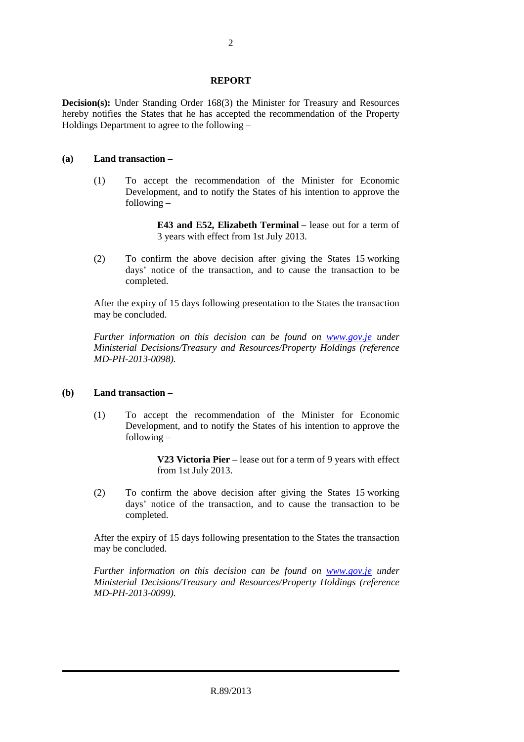## REPORT

**Decision(s):** Under Standing Order 168(3) the Minister for Treasury and Resources hereby notifies the States that he has accepted the recommendation of the Property Holdings Department to agree to the following –

**(a) Land transaction –**

(1) To accept the recommendation of the Minister for Economic Development, and to notify the States of his intention to approve the following –

> **E43 and E52, Elizabeth Terminal –** lease out for a term of 3 years with effect from 1st July 2013.

(2) To confirm the above decision after giving the States 15 working days' notice of the transaction, and to cause the transaction to be completed.

After the expiry of 15 days following presentation to the States the transaction may be concluded.

*Further information on this decision can be found on [www.gov.je](http://www.gov.je) under Ministerial Decisions/Treasury and Resources/Property Holdings (reference MD-PH-2013-0098).*

**(b) Land transaction –**

(1) To accept the recommendation of the Minister for Economic Development, and to notify the States of his intention to approve the following –

> **V23 Victoria Pier** – lease out for a term of 9 years with effect from 1st July 2013.

(2) To confirm the above decision after giving the States 15 working days' notice of the transaction, and to cause the transaction to be completed.

After the expiry of 15 days following presentation to the States the transaction may be concluded.

*Further information on this decision can be found on [www.gov.je](http://www.gov.je) under Ministerial Decisions/Treasury and Resources/Property Holdings (reference MD-PH-2013-0099).*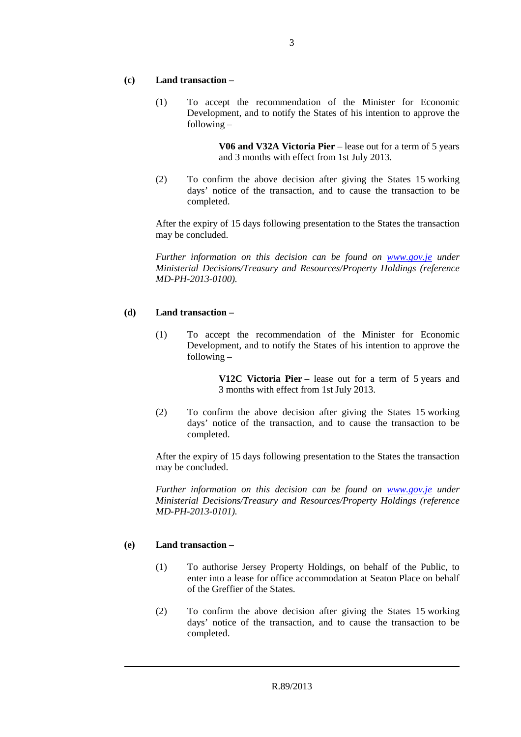**(c) Land transaction –**

(1) To accept the recommendation of the Minister for Economic Development, and to notify the States of his intention to approve the following –

> **V06 and V32A Victoria Pier** – lease out for a term of 5 years and 3 months with effect from 1st July 2013.

(2) To confirm the above decision after giving the States 15 working days' notice of the transaction, and to cause the transaction to be completed.

After the expiry of 15 days following presentation to the States the transaction may be concluded.

*Further information on this decision can be found on www.gov.je under Ministerial Decisions/Treasury and Resources/Property Holdings (reference MD-PH-2013-0100).*

**(d) Land transaction –**

(1) To accept the recommendation of the Minister for Economic Development, and to notify the States of his intention to approve the following –

> **V12C Victoria Pier** – lease out for a term of 5 years and 3 months with effect from 1st July 2013.

(2) To confirm the above decision after giving the States 15 working days' notice of the transaction, and to cause the transaction to be completed.

After the expiry of 15 days following presentation to the States the transaction may be concluded.

*Further information on this decision can be found on www.gov.je under Ministerial Decisions/Treasury and Resources/Property Holdings (reference MD-PH-2013-0101).*

**(e) Land transaction –**

(1) To authorise Jersey Property Holdings, on behalf of the Public, to enter into a lease for office accommodation at Seaton Place on behalf of the Greffier of the States.

(2) To confirm the above decision after giving the States 15 working days' notice of the transaction, and to cause the transaction to be completed.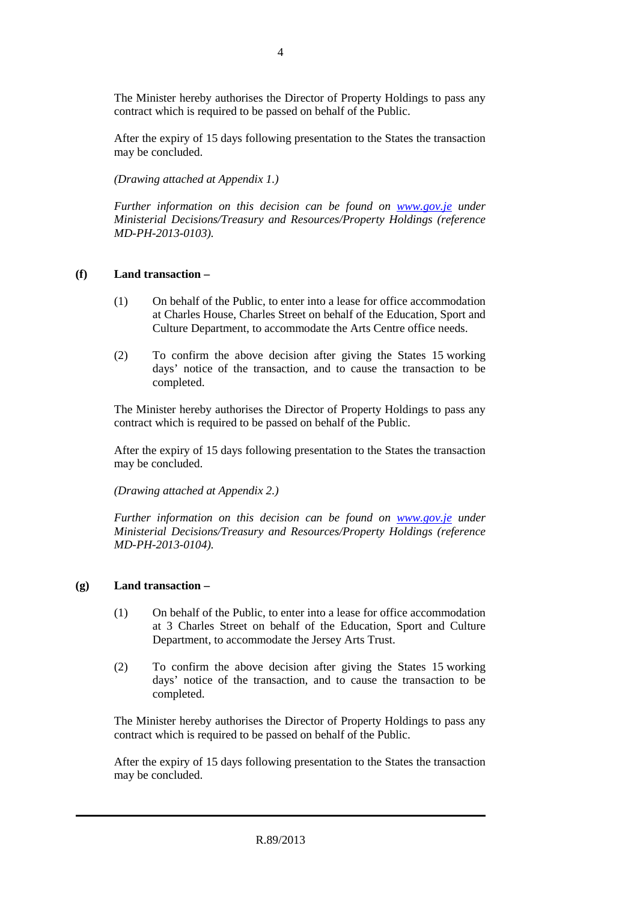The Minister hereby authorises the Director of Property Holdings to pass any contract which is required to be passed on behalf of the Public.

After the expiry of 15 days following presentation to the States the transaction may be concluded.

*(Drawing attached at Appendix 1.)*

*Further information on this decision can be found on [www.gov.je](http://www.gov.je) under Ministerial Decisions/Treasury and Resources/Property Holdings (reference MD-PH-2013-0103).*

**(f) Land transaction –**

(1) On behalf of the Public, to enter into a lease for office accommodation at Charles House, Charles Street on behalf of the Education, Sport and Culture Department, to accommodate the Arts Centre office needs.

(2) To confirm the above decision after giving the States 15 working days' notice of the transaction, and to cause the transaction to be completed.

The Minister hereby authorises the Director of Property Holdings to pass any contract which is required to be passed on behalf of the Public.

After the expiry of 15 days following presentation to the States the transaction may be concluded.

*(Drawing attached at Appendix 2.)*

*Further information on this decision can be found on [www.gov.je](http://www.gov.je) under Ministerial Decisions/Treasury and Resources/Property Holdings (reference MD-PH-2013-0104).*

**(g) Land transaction –**

(1) On behalf of the Public, to enter into a lease for office accommodation at 3 Charles Street on behalf of the Education, Sport and Culture Department, to accommodate the Jersey Arts Trust.

(2) To confirm the above decision after giving the States 15 working days' notice of the transaction, and to cause the transaction to be completed.

The Minister hereby authorises the Director of Property Holdings to pass any contract which is required to be passed on behalf of the Public.

After the expiry of 15 days following presentation to the States the transaction may be concluded.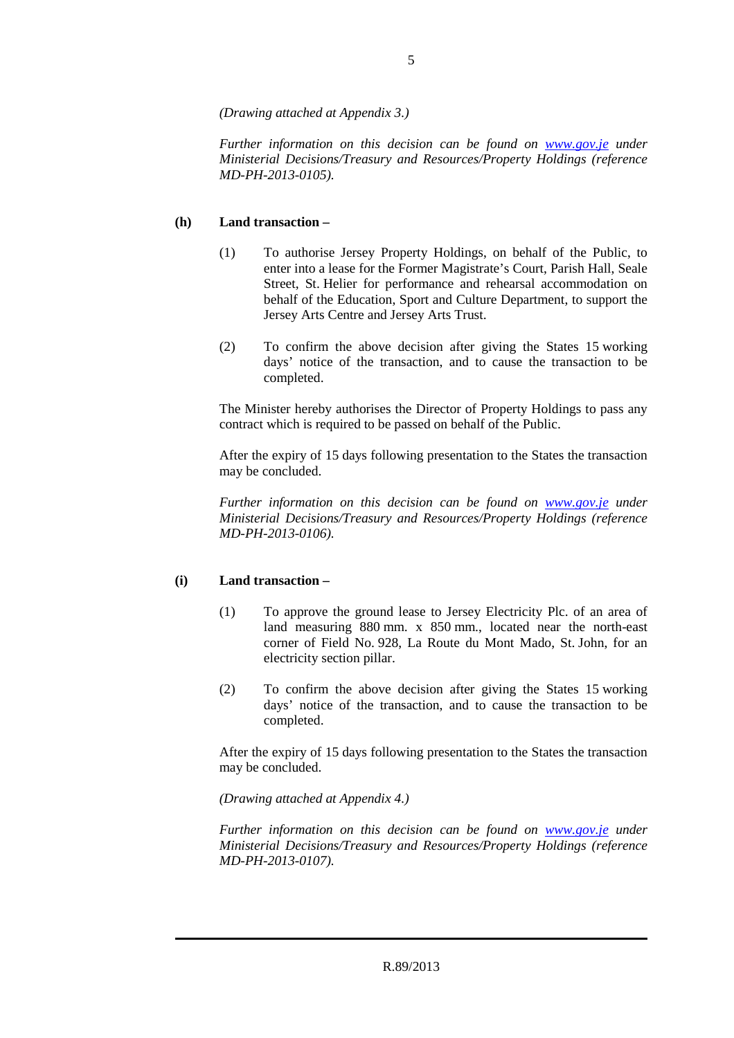*(Drawing attached at Appendix 3.)*

*Further information on this decision can be found on www.gov.je under Ministerial Decisions/Treasury and Resources/Property Holdings (reference MD-PH-2013-0105).*

**(h) Land transaction –**

(1) To authorise Jersey Property Holdings, on behalf of the Public, to enter into a lease for the Former Magistrate's Court, Parish Hall, Seale Street, St. Helier for performance and rehearsal accommodation on behalf of the Education, Sport and Culture Department, to support the Jersey Arts Centre and Jersey Arts Trust.

(2) To confirm the above decision after giving the States 15 working days' notice of the transaction, and to cause the transaction to be completed.

The Minister hereby authorises the Director of Property Holdings to pass any contract which is required to be passed on behalf of the Public.

After the expiry of 15 days following presentation to the States the transaction may be concluded.

*Further information on this decision can be found on www.gov.je under Ministerial Decisions/Treasury and Resources/Property Holdings (reference MD-PH-2013-0106).*

**(i) Land transaction –**

(1) To approve the ground lease to Jersey Electricity Plc. of an area of land measuring 880 mm. x 850 mm., located near the north-east corner of Field No. 928, La Route du Mont Mado, St. John, for an electricity section pillar.

(2) To confirm the above decision after giving the States 15 working days' notice of the transaction, and to cause the transaction to be completed.

After the expiry of 15 days following presentation to the States the transaction may be concluded.

*(Drawing attached at Appendix 4.)*

*Further information on this decision can be found on www.gov.je under Ministerial Decisions/Treasury and Resources/Property Holdings (reference MD-PH-2013-0107).*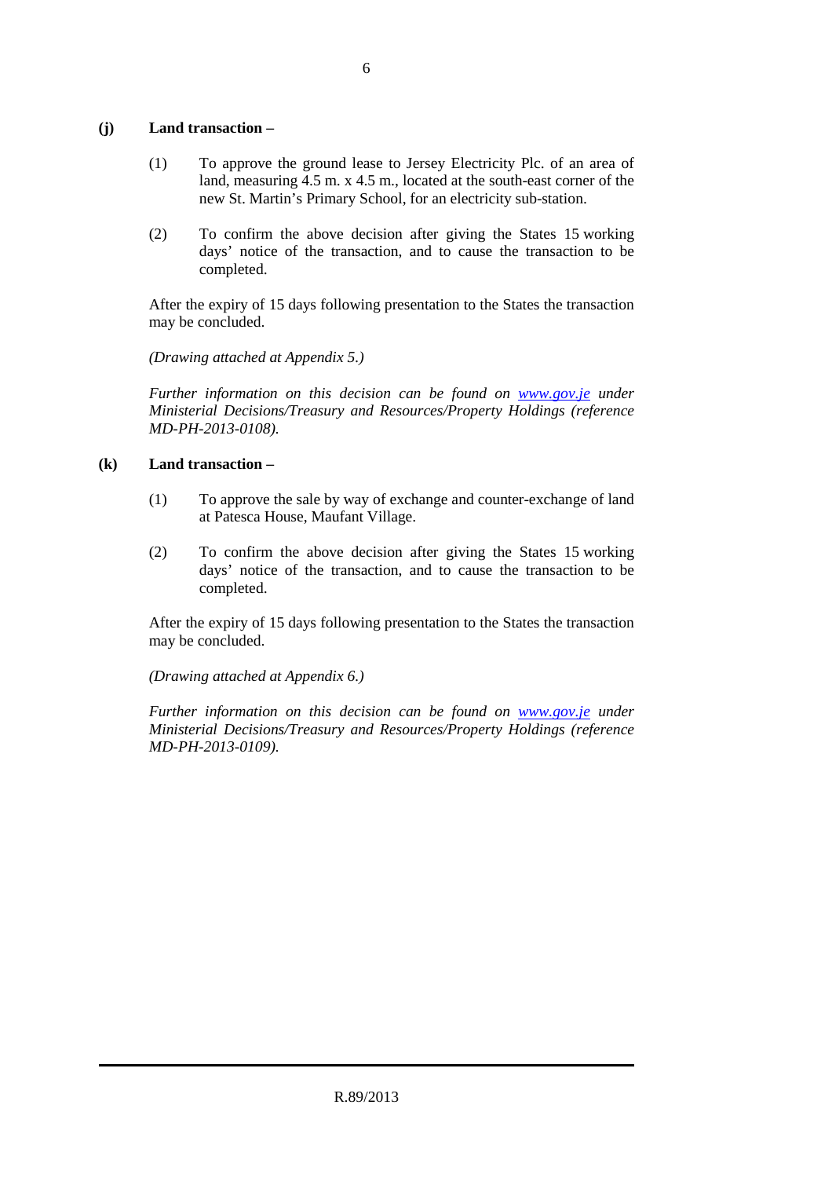**(j) Land transaction –**

(1) To approve the ground lease to Jersey Electricity Plc. of an area of land, measuring 4.5 m. x 4.5 m., located at the south-east corner of the new St. Martin's Primary School, for an electricity sub-station.

(2) To confirm the above decision after giving the States 15 working days' notice of the transaction, and to cause the transaction to be completed.

After the expiry of 15 days following presentation to the States the transaction may be concluded.

*(Drawing attached at Appendix 5.)*

*Further information on this decision can be found on [www.gov.je](http://www.gov.je) under Ministerial Decisions/Treasury and Resources/Property Holdings (reference MD-PH-2013-0108).*

**(k) Land transaction –**

(1) To approve the sale by way of exchange and counter-exchange of land at Patesca House, Maufant Village.

(2) To confirm the above decision after giving the States 15 working days' notice of the transaction, and to cause the transaction to be completed.

After the expiry of 15 days following presentation to the States the transaction may be concluded.

*(Drawing attached at Appendix 6.)*

*Further information on this decision can be found on [www.gov.je](http://www.gov.je) under Ministerial Decisions/Treasury and Resources/Property Holdings (reference MD-PH-2013-0109).*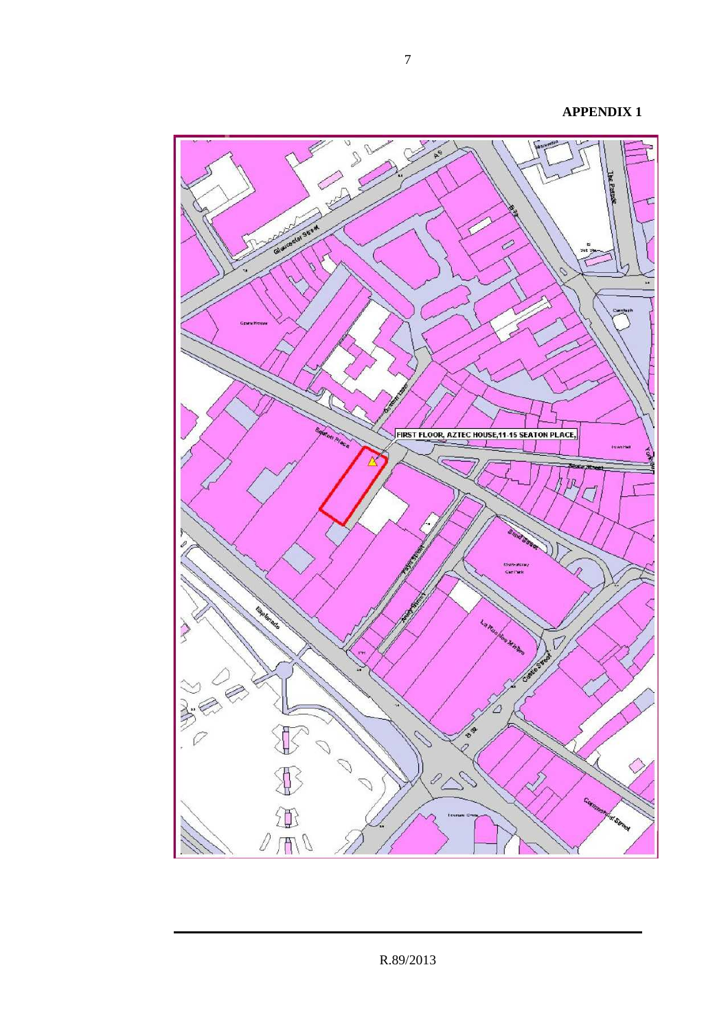**APPENDIX 1**

FIRST FLOOR, AZTEC HOUSE,11-15 SEATON PLACE,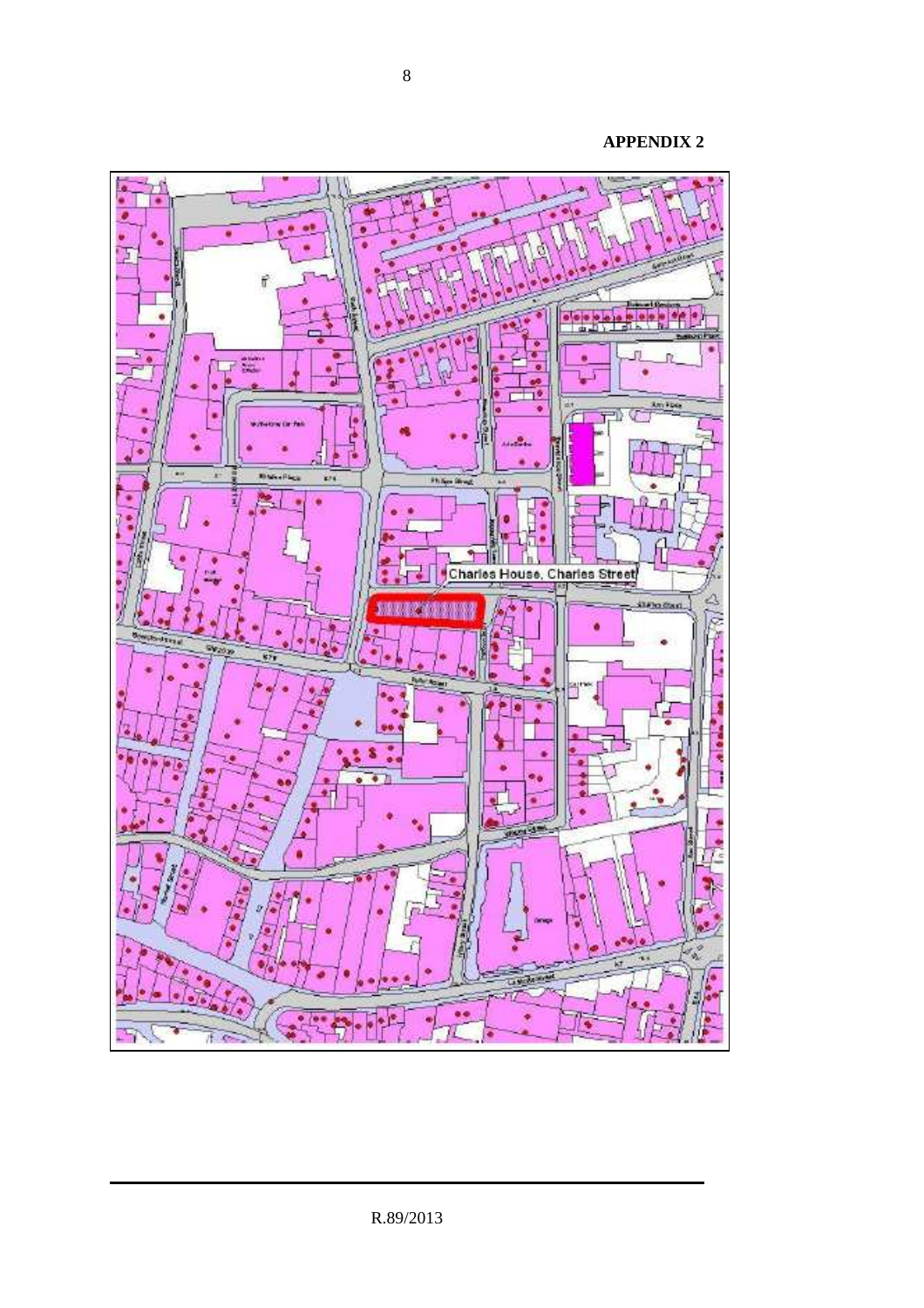**APPENDIX 2**

Charles House, Charles Street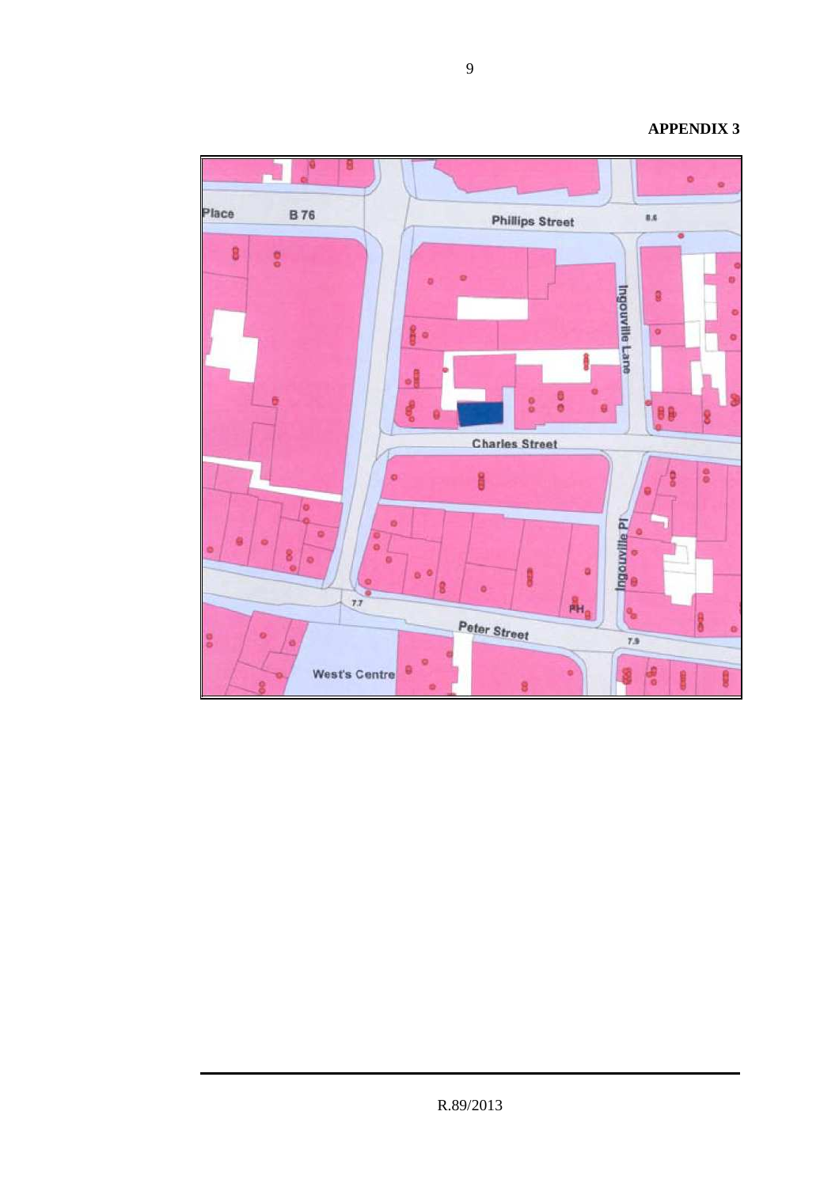**APPENDIX 3**

Place B 76 Phillips Street 8.6

Ingouville Lane

Charles Street

Ingouville Pl

7.7 PH

Peter Street 7.9

West's Centre

R.89/2013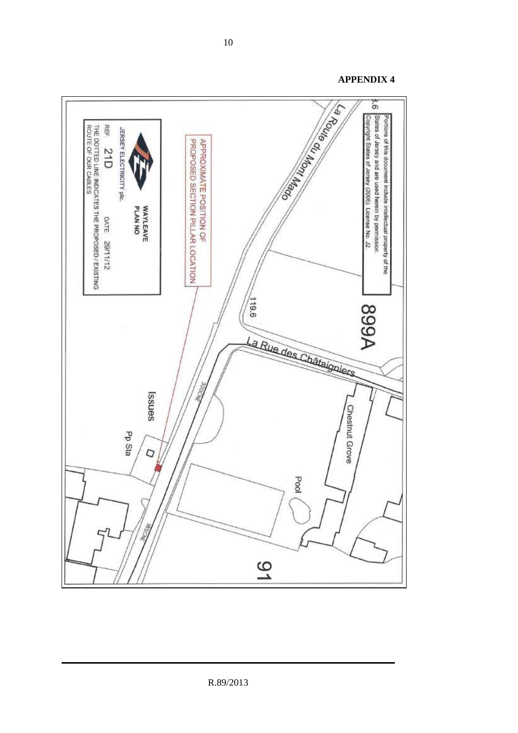**APPENDIX 4**

Portions of this document include intellectual property of the States of Jersey and are used herein by permission. Copyright States of Jersey (2006). License No. J2

La Route du Mont Mado

899A

119.6

La Rue des Châtaigniers

Chestnut Grove

Pool

91

Issues

Pp Sta

APPROXIMATE POSITION OF PROPOSED SECTION PILLAR LOCATION

JERSEY ELECTRICITY plc.

WAYLEAVE PLAN NO

REF. 21D DATE 29/11/12

THE DOTTED LINE INDICATES THE PROPOSED / EXISTING ROUTE OF OUR CABLES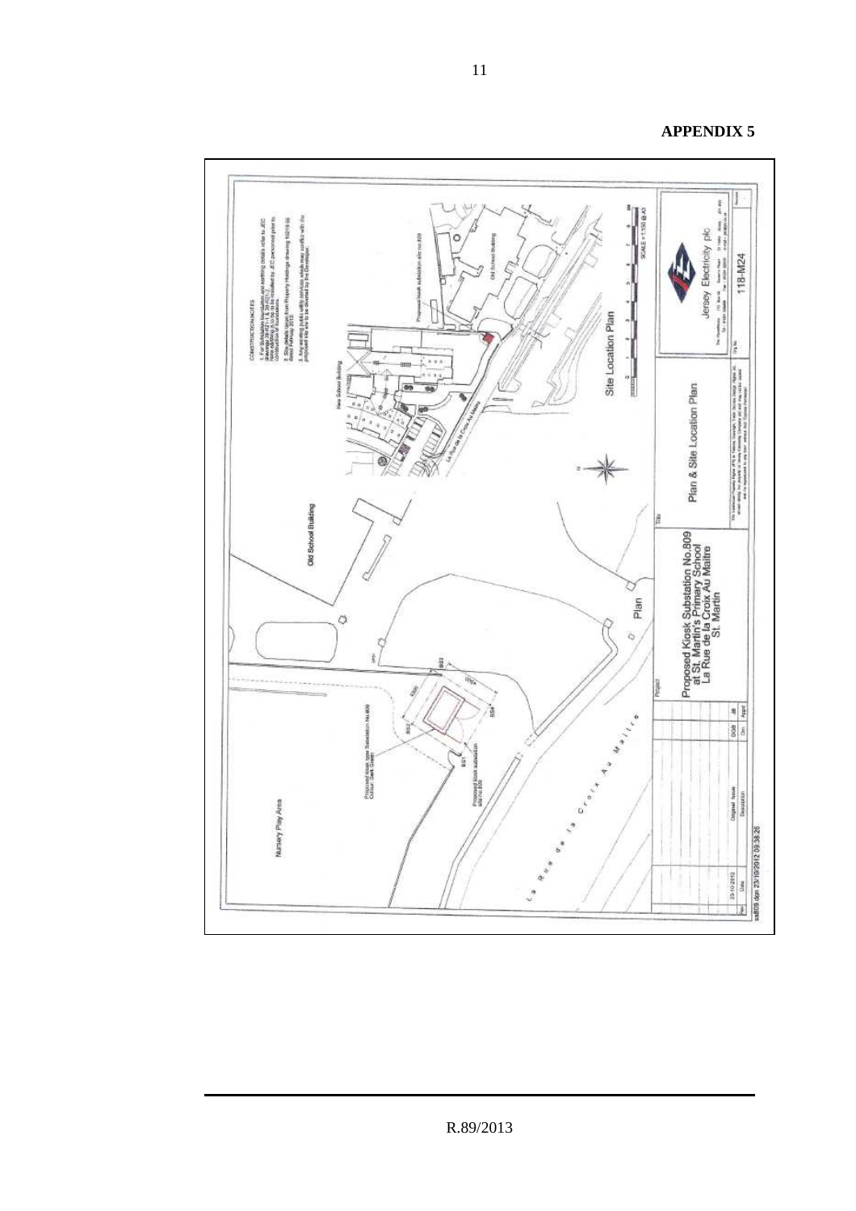**APPENDIX 5**

CONSTRUCTION NOTES

1. For Substation foundation and earthing details refer to JEC drawings 38-0421 1 & 38-0421-2. Site earthing & cable to be installed by JEC personnel prior to construction of foundations.

2. Site details taken from Property Holdings drawing 9021-9-66 dated February 2012.

3. Any existing public utility services which may conflict with the proposed site are to be diverted by the Developer.

Old School Building

New School Building

Proposed kiosk substation site no.809

La Rue de la Croix Au Maitre

Site Location Plan

SCALE = 1:1250 @ A3

Nursery Play Area

Proposed kiosk type Substation No.809 Colour: Dark Green

Proposed kiosk substation site no.809

BS1

BS2

BS3

BS4

BS5

Plan

La Rue de la Croix Au Maitre

| Rev | Date | Description | Drn | Appd |
|---|---|---|---|---|
| | 23-10-2012 | Original Issue | DOB | JB |

Project: Proposed Kiosk Substation No.809 at St. Martin's Primary School La Rue de la Croix Au Maitre St. Martin

Title: Plan & Site Location Plan

Jersey Electricity plc

Dwg No: 118-M24

ss809 dpn 23/10/2012 09:38:26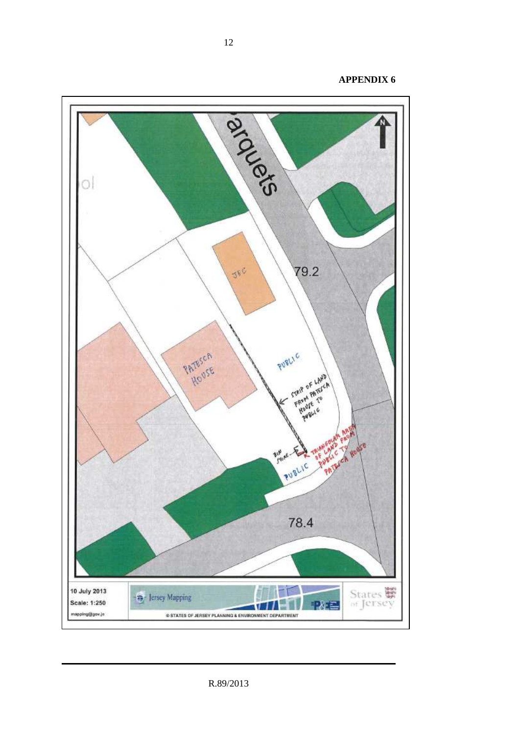**APPENDIX 6**

arquets

ol

J&C

79.2

PATESCA HOUSE

PUBLIC

STRIP OF LAND FROM PATESCA HOUSE TO PUBLIC

BIN STORE

TRIANGULAR AREA OF LAND FROM PUBLIC TO PATESCA HOUSE

PUBLIC

78.4

10 July 2013

Scale: 1:250

mapping@gov.je

Jersey Mapping

© STATES OF JERSEY PLANNING & ENVIRONMENT DEPARTMENT

States of Jersey

R.89/2013